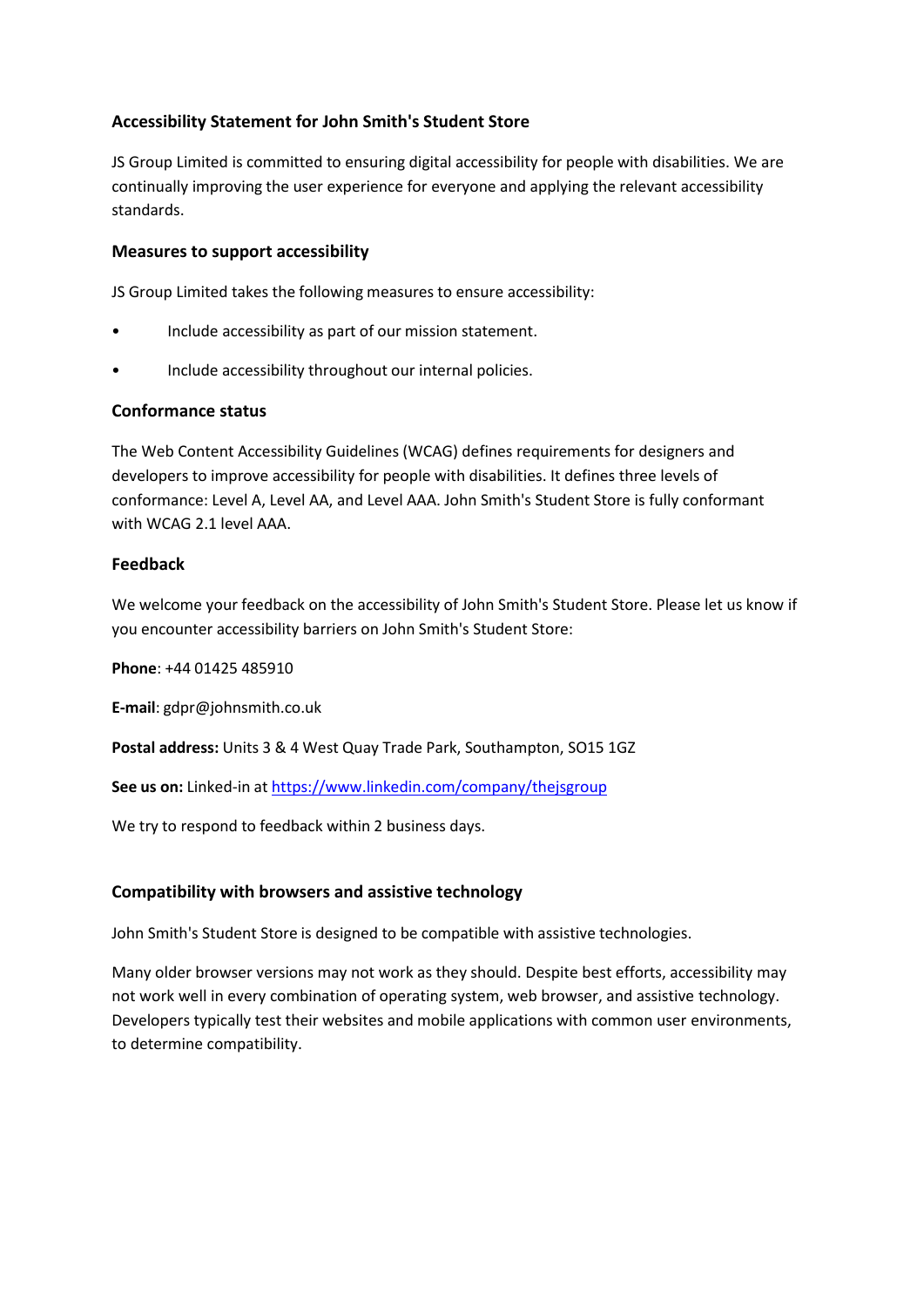## Accessibility Statement for John Smith's Student Store

JS Group Limited is committed to ensuring digital accessibility for people with disabilities. We are continually improving the user experience for everyone and applying the relevant accessibility standards.

### Measures to support accessibility

JS Group Limited takes the following measures to ensure accessibility:

- Include accessibility as part of our mission statement.
- Include accessibility throughout our internal policies.

### Conformance status

The Web Content Accessibility Guidelines (WCAG) defines requirements for designers and developers to improve accessibility for people with disabilities. It defines three levels of conformance: Level A, Level AA, and Level AAA. John Smith's Student Store is fully conformant with WCAG 2.1 level AAA.

### Feedback

We welcome your feedback on the accessibility of John Smith's Student Store. Please let us know if you encounter accessibility barriers on John Smith's Student Store:

**Phone**: +44 01425 485910

**E-mail**: gdpr@johnsmith.co.uk

**Postal address:** Units 3 & 4 West Quay Trade Park, Southampton, SO15 1GZ

**See us on:** Linked-in at [https://www.linkedin.com/company/thejsgroup](https://www.linkedin.com/company/thejsgroup)

We try to respond to feedback within 2 business days.

### Compatibility with browsers and assistive technology

John Smith's Student Store is designed to be compatible with assistive technologies.

Many older browser versions may not work as they should. Despite best efforts, accessibility may not work well in every combination of operating system, web browser, and assistive technology. Developers typically test their websites and mobile applications with common user environments, to determine compatibility.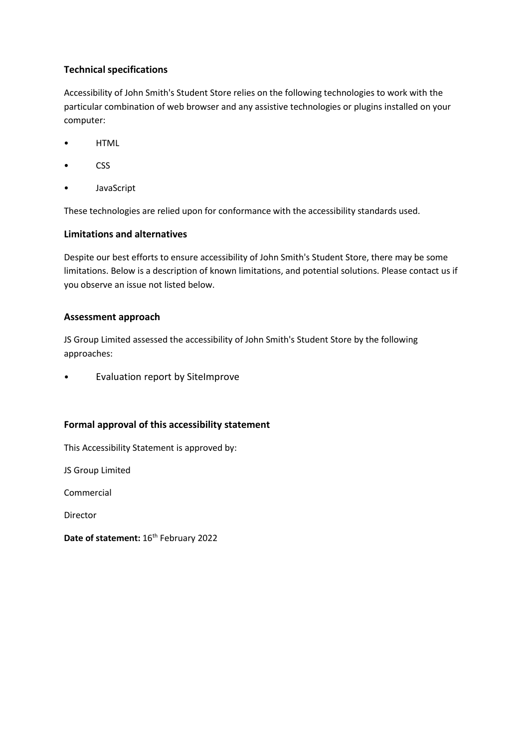### Technical specifications

Accessibility of John Smith's Student Store relies on the following technologies to work with the particular combination of web browser and any assistive technologies or plugins installed on your computer:

- HTML
- CSS
- JavaScript

These technologies are relied upon for conformance with the accessibility standards used.

### Limitations and alternatives

Despite our best efforts to ensure accessibility of John Smith's Student Store, there may be some limitations. Below is a description of known limitations, and potential solutions. Please contact us if you observe an issue not listed below.

### Assessment approach

JS Group Limited assessed the accessibility of John Smith's Student Store by the following approaches:

- Evaluation report by SiteImprove

### Formal approval of this accessibility statement

This Accessibility Statement is approved by:

JS Group Limited

Commercial

Director

**Date of statement:** 16th February 2022